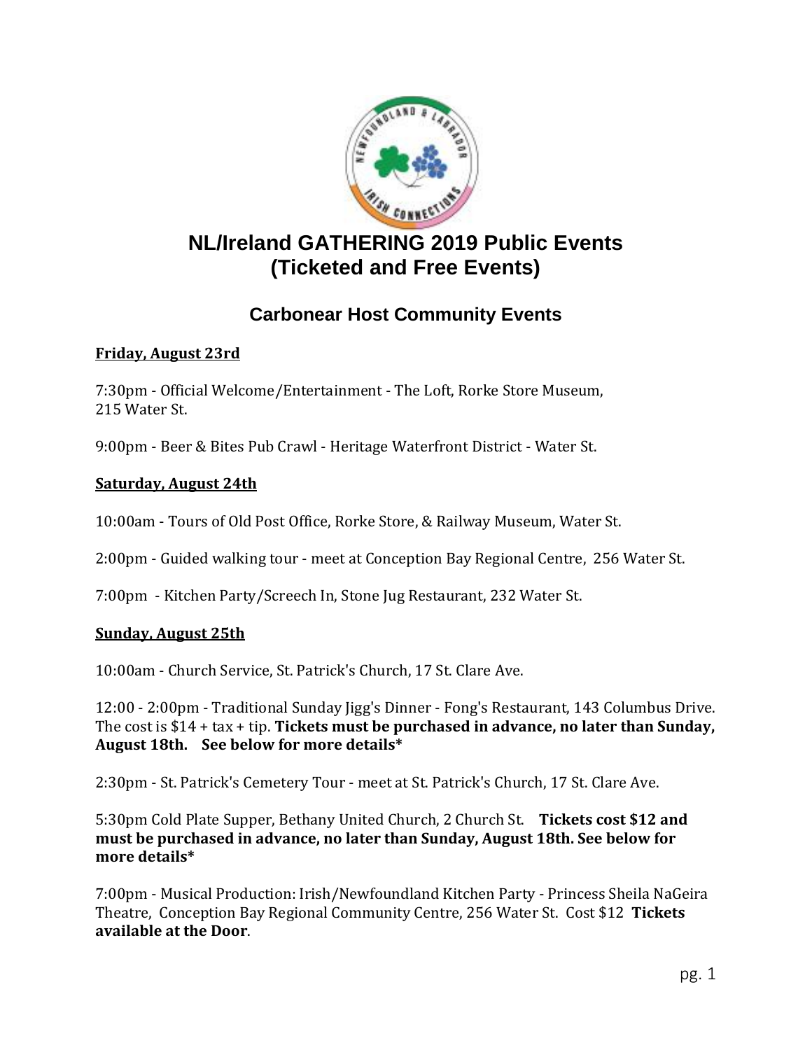# NL/Ireland GATHERING 2019 Public Events (Ticketed and Free Events)

## Carbonear Host Community Events

**Friday, August 23rd**

7:30pm - Official Welcome/Entertainment - The Loft, Rorke Store Museum, 215 Water St.

9:00pm - Beer & Bites Pub Crawl - Heritage Waterfront District - Water St.

**Saturday, August 24th**

10:00am - Tours of Old Post Office, Rorke Store, & Railway Museum, Water St.

2:00pm - Guided walking tour - meet at Conception Bay Regional Centre, 256 Water St.

7:00pm - Kitchen Party/Screech In, Stone Jug Restaurant, 232 Water St.

**Sunday, August 25th**

10:00am - Church Service, St. Patrick's Church, 17 St. Clare Ave.

12:00 - 2:00pm - Traditional Sunday Jigg's Dinner - Fong's Restaurant, 143 Columbus Drive. The cost is $14 + tax + tip. **Tickets must be purchased in advance, no later than Sunday, August 18th. See below for more details***

2:30pm - St. Patrick's Cemetery Tour - meet at St. Patrick's Church, 17 St. Clare Ave.

5:30pm Cold Plate Supper, Bethany United Church, 2 Church St. **Tickets cost $12 and must be purchased in advance, no later than Sunday, August 18th. See below for more details***

7:00pm - Musical Production: Irish/Newfoundland Kitchen Party - Princess Sheila NaGeira Theatre, Conception Bay Regional Community Centre, 256 Water St. Cost $12 **Tickets available at the Door**.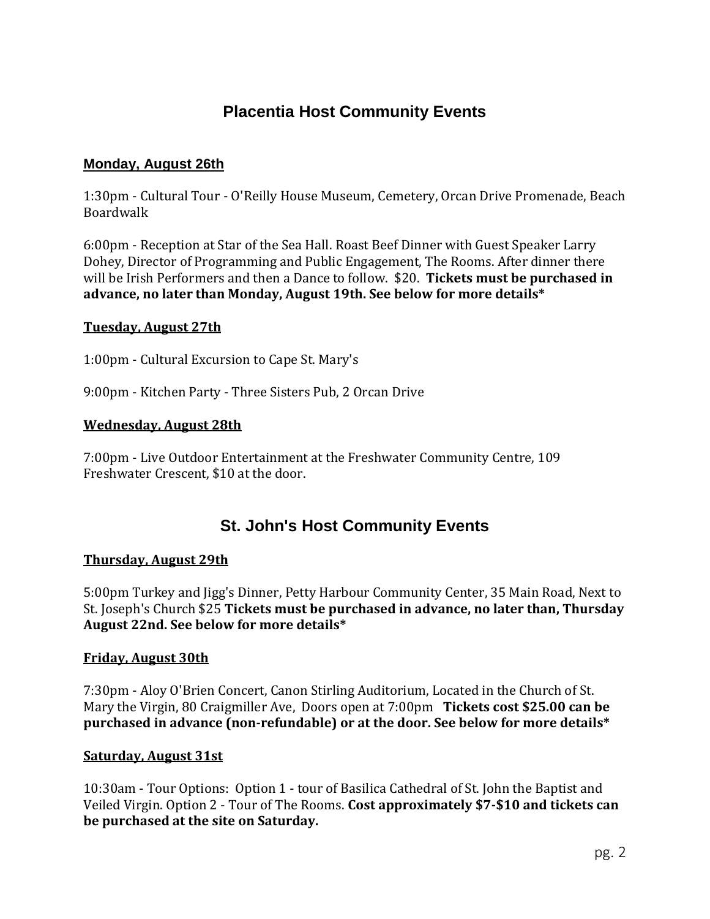## Placentia Host Community Events

### Monday, August 26th

1:30pm - Cultural Tour - O'Reilly House Museum, Cemetery, Orcan Drive Promenade, Beach Boardwalk

6:00pm - Reception at Star of the Sea Hall. Roast Beef Dinner with Guest Speaker Larry Dohey, Director of Programming and Public Engagement, The Rooms. After dinner there will be Irish Performers and then a Dance to follow. $20. **Tickets must be purchased in advance, no later than Monday, August 19th. See below for more details***

### Tuesday, August 27th

1:00pm - Cultural Excursion to Cape St. Mary's

9:00pm - Kitchen Party - Three Sisters Pub, 2 Orcan Drive

### Wednesday, August 28th

7:00pm - Live Outdoor Entertainment at the Freshwater Community Centre, 109 Freshwater Crescent, $10 at the door.

## St. John's Host Community Events

### Thursday, August 29th

5:00pm Turkey and Jigg's Dinner, Petty Harbour Community Center, 35 Main Road, Next to St. Joseph's Church $25 **Tickets must be purchased in advance, no later than, Thursday August 22nd. See below for more details***

### Friday, August 30th

7:30pm - Aloy O'Brien Concert, Canon Stirling Auditorium, Located in the Church of St. Mary the Virgin, 80 Craigmiller Ave, Doors open at 7:00pm **Tickets cost $25.00 can be purchased in advance (non-refundable) or at the door. See below for more details***

### Saturday, August 31st

10:30am - Tour Options: Option 1 - tour of Basilica Cathedral of St. John the Baptist and Veiled Virgin. Option 2 - Tour of The Rooms. **Cost approximately $7-$10 and tickets can be purchased at the site on Saturday.**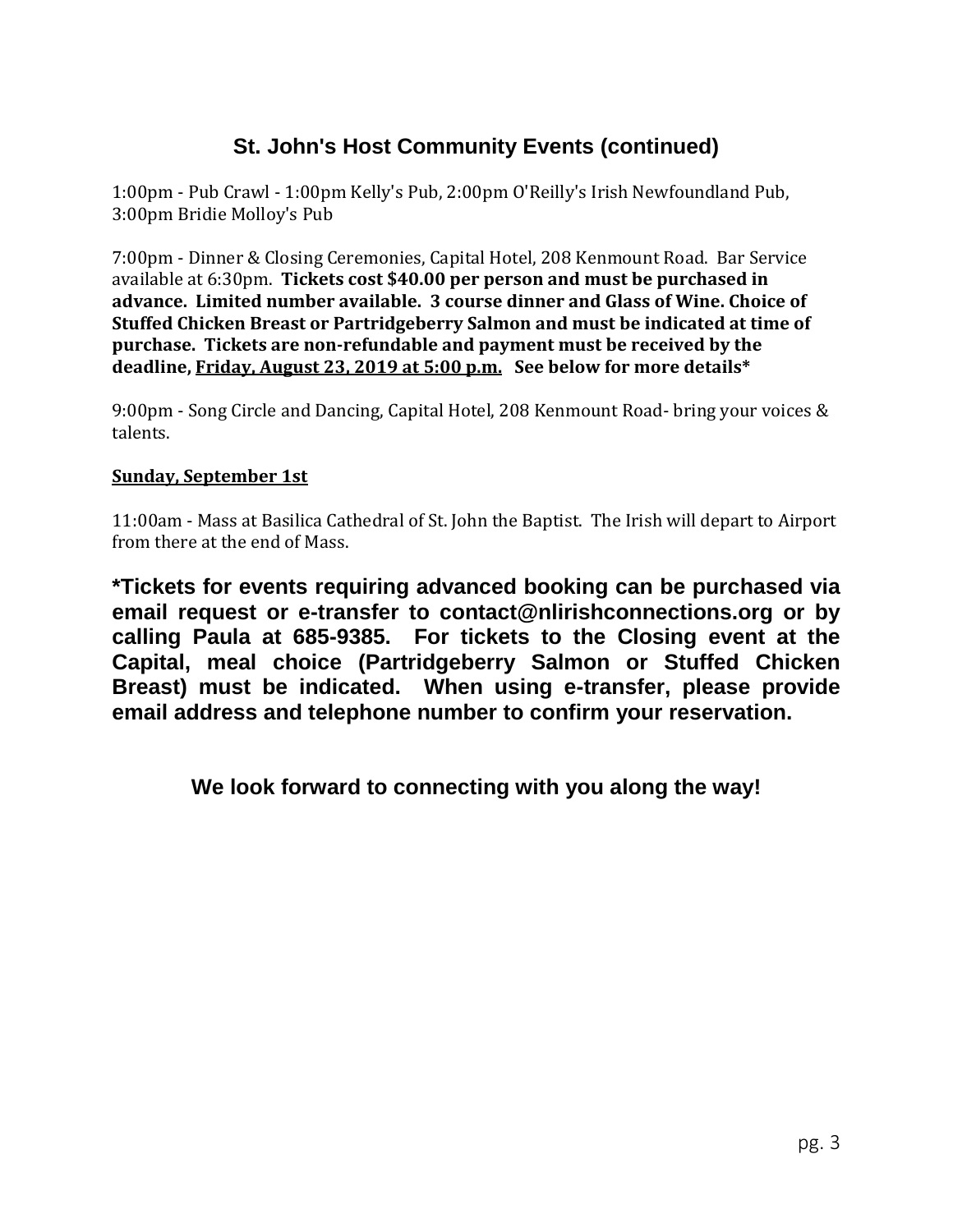## St. John's Host Community Events (continued)

1:00pm - Pub Crawl - 1:00pm Kelly's Pub, 2:00pm O'Reilly's Irish Newfoundland Pub, 3:00pm Bridie Molloy's Pub

7:00pm - Dinner & Closing Ceremonies, Capital Hotel, 208 Kenmount Road. Bar Service available at 6:30pm. **Tickets cost $40.00 per person and must be purchased in advance. Limited number available. 3 course dinner and Glass of Wine. Choice of Stuffed Chicken Breast or Partridgeberry Salmon and must be indicated at time of purchase. Tickets are non-refundable and payment must be received by the deadline, <u>Friday, August 23, 2019 at 5:00 p.m.</u> See below for more details***

9:00pm - Song Circle and Dancing, Capital Hotel, 208 Kenmount Road- bring your voices & talents.

**<u>Sunday, September 1st</u>**

11:00am - Mass at Basilica Cathedral of St. John the Baptist. The Irish will depart to Airport from there at the end of Mass.

***Tickets for events requiring advanced booking can be purchased via email request or e-transfer to contact@nlirishconnections.org or by calling Paula at 685-9385. For tickets to the Closing event at the Capital, meal choice (Partridgeberry Salmon or Stuffed Chicken Breast) must be indicated. When using e-transfer, please provide email address and telephone number to confirm your reservation.**

**We look forward to connecting with you along the way!**